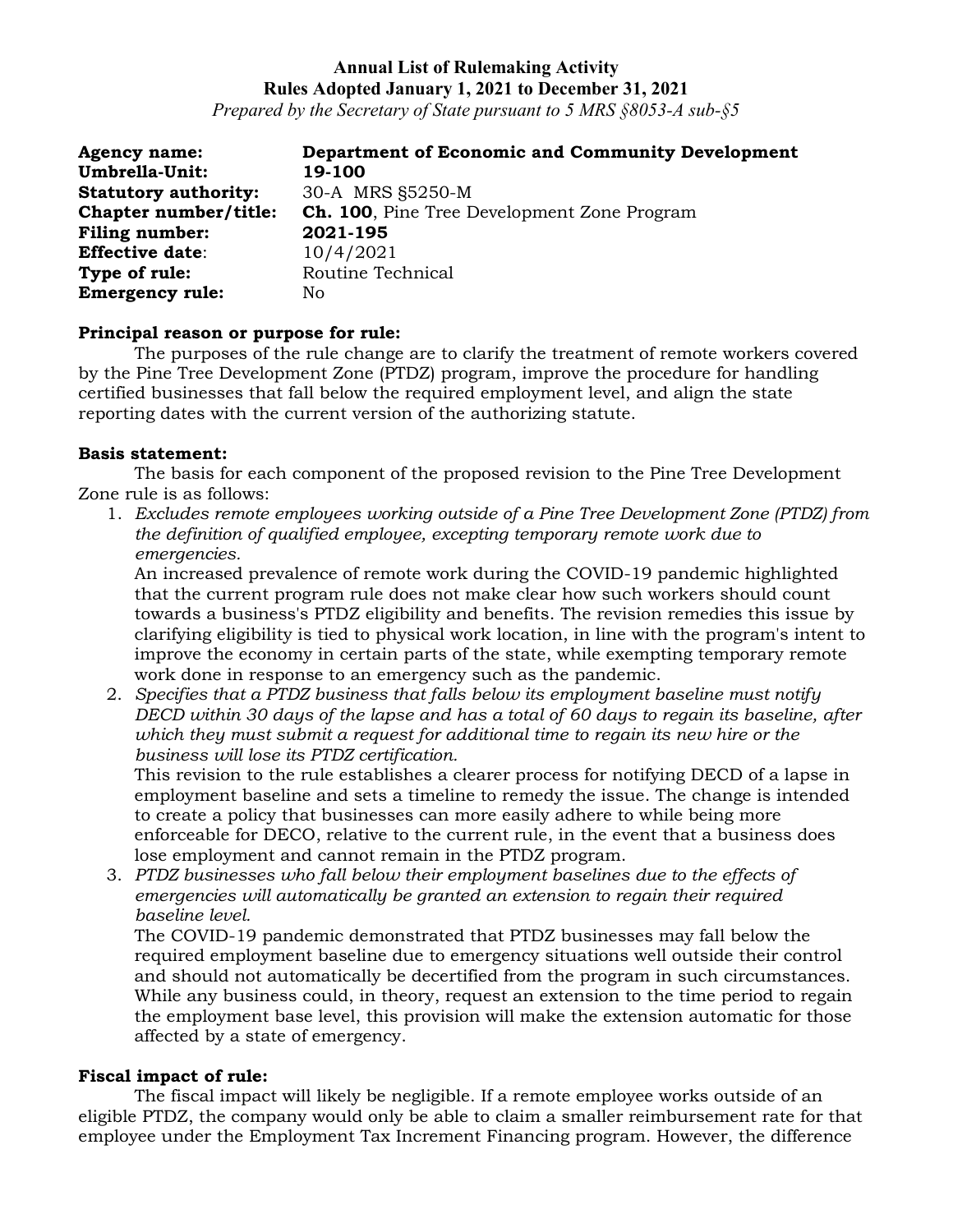**Annual List of Rulemaking Activity**
**Rules Adopted January 1, 2021 to December 31, 2021**
*Prepared by the Secretary of State pursuant to 5 MRS §8053-A sub-§5*

**Agency name:** **Department of Economic and Community Development**
**Umbrella-Unit:** **19-100**
**Statutory authority:** 30-A MRS §5250-M
**Chapter number/title:** **Ch. 100**, Pine Tree Development Zone Program
**Filing number:** **2021-195**
**Effective date**: 10/4/2021
**Type of rule:** Routine Technical
**Emergency rule:** No

**Principal reason or purpose for rule:**

The purposes of the rule change are to clarify the treatment of remote workers covered by the Pine Tree Development Zone (PTDZ) program, improve the procedure for handling certified businesses that fall below the required employment level, and align the state reporting dates with the current version of the authorizing statute.

**Basis statement:**

The basis for each component of the proposed revision to the Pine Tree Development Zone rule is as follows:

1. *Excludes remote employees working outside of a Pine Tree Development Zone (PTDZ) from the definition of qualified employee, excepting temporary remote work due to emergencies.*
   An increased prevalence of remote work during the COVID-19 pandemic highlighted that the current program rule does not make clear how such workers should count towards a business's PTDZ eligibility and benefits. The revision remedies this issue by clarifying eligibility is tied to physical work location, in line with the program's intent to improve the economy in certain parts of the state, while exempting temporary remote work done in response to an emergency such as the pandemic.
2. *Specifies that a PTDZ business that falls below its employment baseline must notify DECD within 30 days of the lapse and has a total of 60 days to regain its baseline, after which they must submit a request for additional time to regain its new hire or the business will lose its PTDZ certification.*
   This revision to the rule establishes a clearer process for notifying DECD of a lapse in employment baseline and sets a timeline to remedy the issue. The change is intended to create a policy that businesses can more easily adhere to while being more enforceable for DECO, relative to the current rule, in the event that a business does lose employment and cannot remain in the PTDZ program.
3. *PTDZ businesses who fall below their employment baselines due to the effects of emergencies will automatically be granted an extension to regain their required baseline level.*
   The COVID-19 pandemic demonstrated that PTDZ businesses may fall below the required employment baseline due to emergency situations well outside their control and should not automatically be decertified from the program in such circumstances. While any business could, in theory, request an extension to the time period to regain the employment base level, this provision will make the extension automatic for those affected by a state of emergency.

**Fiscal impact of rule:**

The fiscal impact will likely be negligible. If a remote employee works outside of an eligible PTDZ, the company would only be able to claim a smaller reimbursement rate for that employee under the Employment Tax Increment Financing program. However, the difference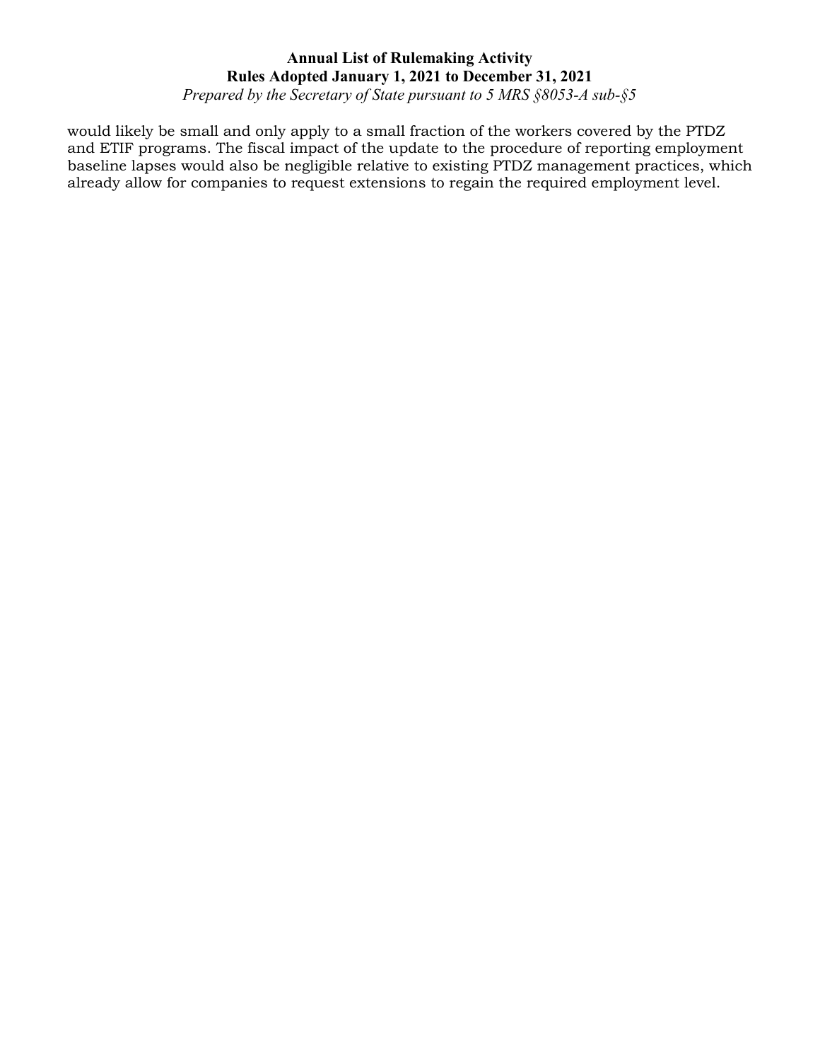would likely be small and only apply to a small fraction of the workers covered by the PTDZ and ETIF programs. The fiscal impact of the update to the procedure of reporting employment baseline lapses would also be negligible relative to existing PTDZ management practices, which already allow for companies to request extensions to regain the required employment level.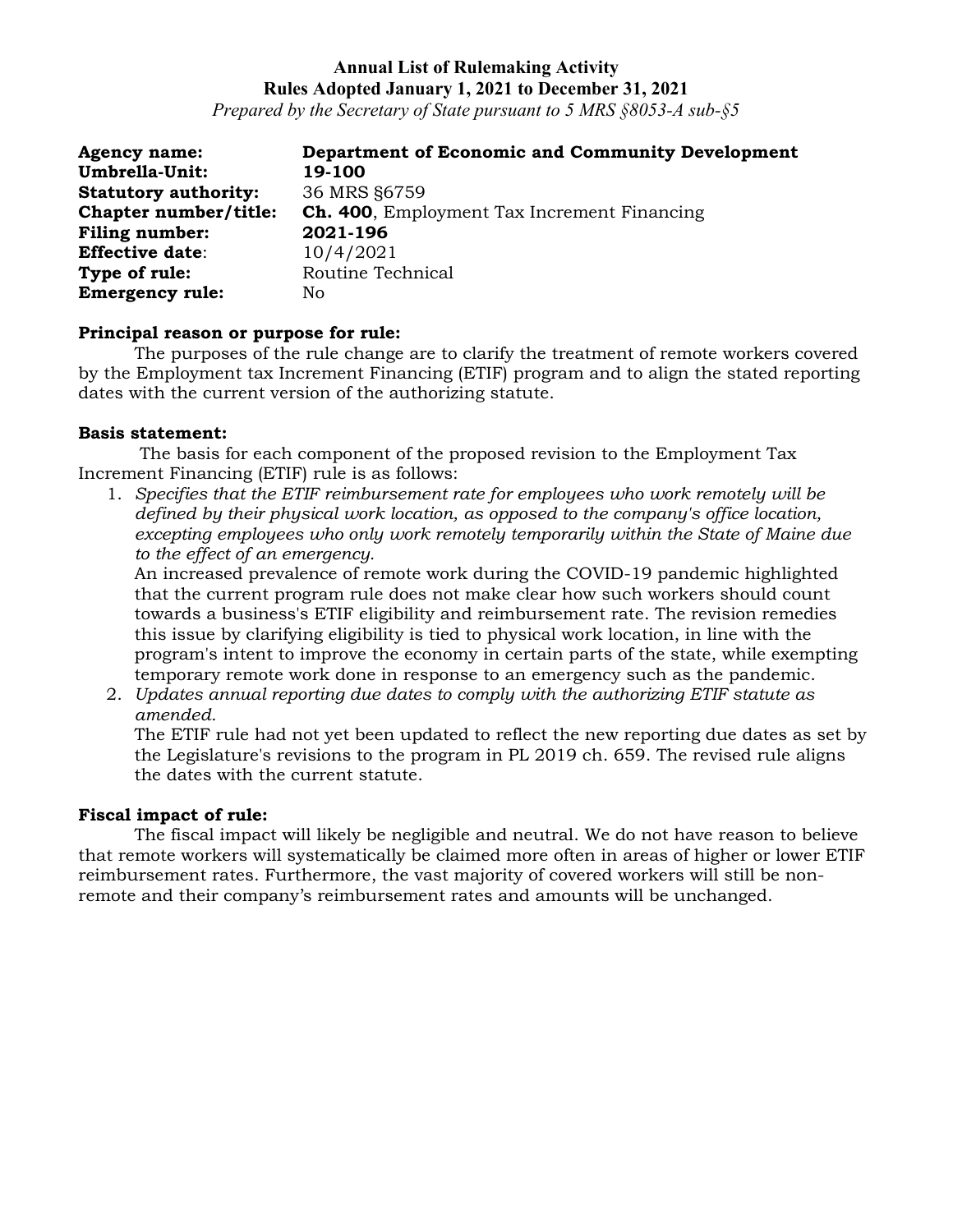**Annual List of Rulemaking Activity**
**Rules Adopted January 1, 2021 to December 31, 2021**
*Prepared by the Secretary of State pursuant to 5 MRS §8053-A sub-§5*

**Agency name:** **Department of Economic and Community Development**
**Umbrella-Unit:** **19-100**
**Statutory authority:** 36 MRS §6759
**Chapter number/title:** **Ch. 400**, Employment Tax Increment Financing
**Filing number:** **2021-196**
**Effective date**: 10/4/2021
**Type of rule:** Routine Technical
**Emergency rule:** No

**Principal reason or purpose for rule:**

The purposes of the rule change are to clarify the treatment of remote workers covered by the Employment tax Increment Financing (ETIF) program and to align the stated reporting dates with the current version of the authorizing statute.

**Basis statement:**

The basis for each component of the proposed revision to the Employment Tax Increment Financing (ETIF) rule is as follows:

1. *Specifies that the ETIF reimbursement rate for employees who work remotely will be defined by their physical work location, as opposed to the company's office location, excepting employees who only work remotely temporarily within the State of Maine due to the effect of an emergency.*
   An increased prevalence of remote work during the COVID-19 pandemic highlighted that the current program rule does not make clear how such workers should count towards a business's ETIF eligibility and reimbursement rate. The revision remedies this issue by clarifying eligibility is tied to physical work location, in line with the program's intent to improve the economy in certain parts of the state, while exempting temporary remote work done in response to an emergency such as the pandemic.
2. *Updates annual reporting due dates to comply with the authorizing ETIF statute as amended.*
   The ETIF rule had not yet been updated to reflect the new reporting due dates as set by the Legislature's revisions to the program in PL 2019 ch. 659. The revised rule aligns the dates with the current statute.

**Fiscal impact of rule:**

The fiscal impact will likely be negligible and neutral. We do not have reason to believe that remote workers will systematically be claimed more often in areas of higher or lower ETIF reimbursement rates. Furthermore, the vast majority of covered workers will still be non-remote and their company's reimbursement rates and amounts will be unchanged.